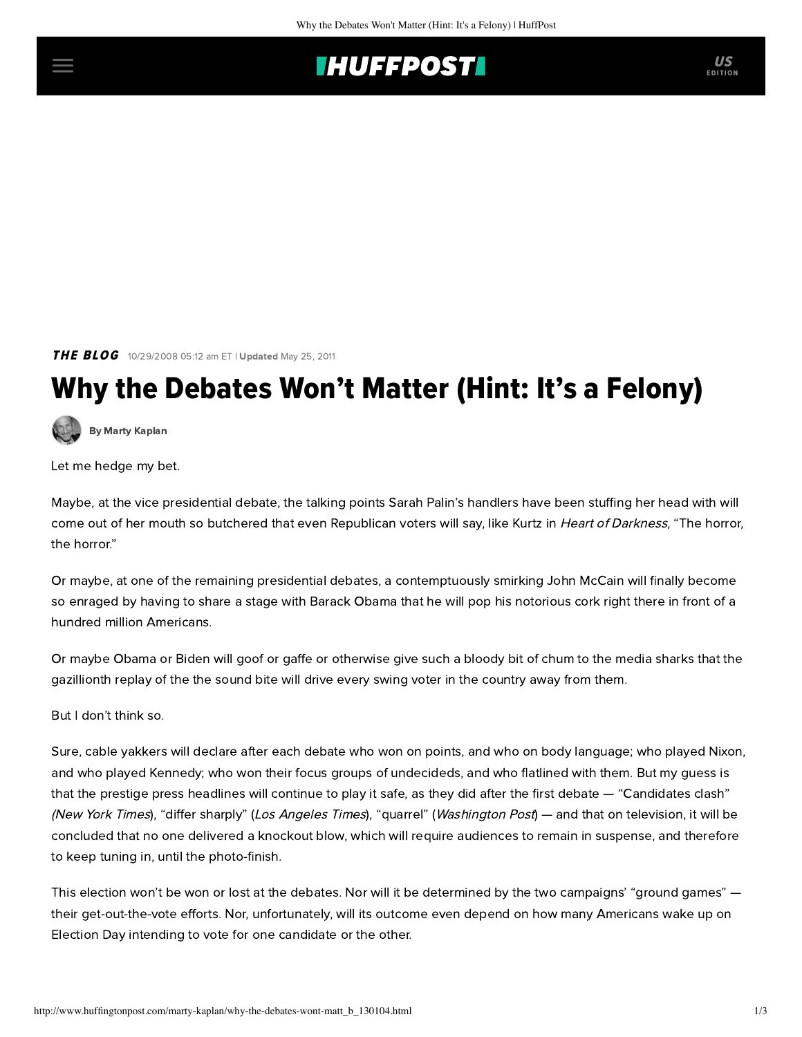**THE BLOG** 10/29/2008 05:12 am ET | **Updated** May 25, 2011

# Why the Debates Won't Matter (Hint: It's a Felony)

**By Marty Kaplan**

Let me hedge my bet.

Maybe, at the vice presidential debate, the talking points Sarah Palin's handlers have been stuffing her head with will come out of her mouth so butchered that even Republican voters will say, like Kurtz in *Heart of Darkness*, "The horror, the horror."

Or maybe, at one of the remaining presidential debates, a contemptuously smirking John McCain will finally become so enraged by having to share a stage with Barack Obama that he will pop his notorious cork right there in front of a hundred million Americans.

Or maybe Obama or Biden will goof or gaffe or otherwise give such a bloody bit of chum to the media sharks that the gazillionth replay of the the sound bite will drive every swing voter in the country away from them.

But I don't think so.

Sure, cable yakkers will declare after each debate who won on points, and who on body language; who played Nixon, and who played Kennedy; who won their focus groups of undecideds, and who flatlined with them. But my guess is that the prestige press headlines will continue to play it safe, as they did after the first debate — "Candidates clash" (*New York Times*), "differ sharply" (*Los Angeles Times*), "quarrel" (*Washington Post*) — and that on television, it will be concluded that no one delivered a knockout blow, which will require audiences to remain in suspense, and therefore to keep tuning in, until the photo-finish.

This election won't be won or lost at the debates. Nor will it be determined by the two campaigns' "ground games" — their get-out-the-vote efforts. Nor, unfortunately, will its outcome even depend on how many Americans wake up on Election Day intending to vote for one candidate or the other.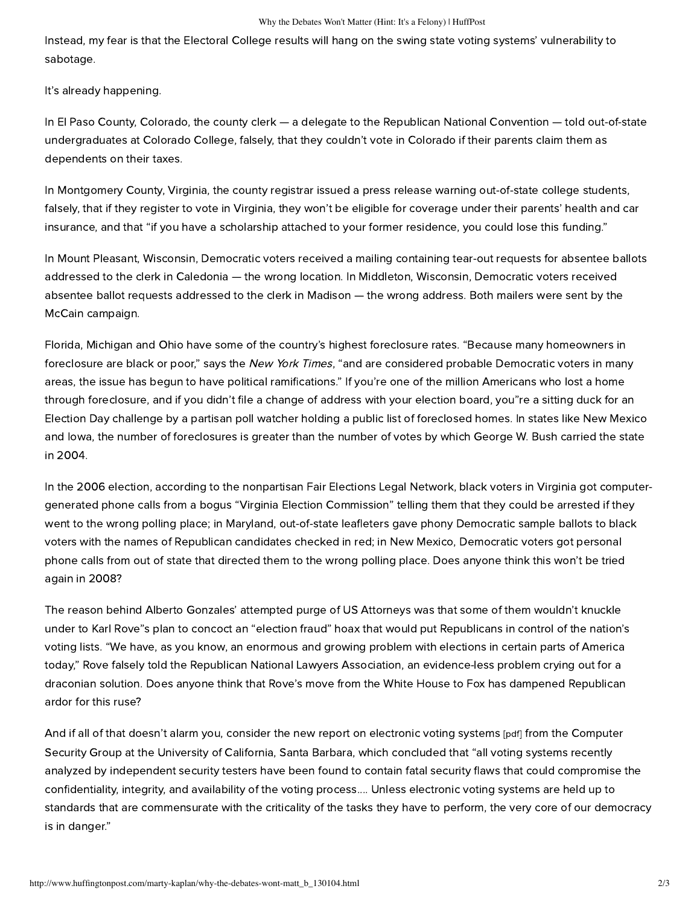Instead, my fear is that the Electoral College results will hang on the swing state voting systems' vulnerability to sabotage.

It's already happening.

In El Paso County, Colorado, the county clerk — a delegate to the Republican National Convention — told out-of-state undergraduates at Colorado College, falsely, that they couldn't vote in Colorado if their parents claim them as dependents on their taxes.

In Montgomery County, Virginia, the county registrar issued a press release warning out-of-state college students, falsely, that if they register to vote in Virginia, they won't be eligible for coverage under their parents' health and car insurance, and that "if you have a scholarship attached to your former residence, you could lose this funding."

In Mount Pleasant, Wisconsin, Democratic voters received a mailing containing tear-out requests for absentee ballots addressed to the clerk in Caledonia — the wrong location. In Middleton, Wisconsin, Democratic voters received absentee ballot requests addressed to the clerk in Madison — the wrong address. Both mailers were sent by the McCain campaign.

Florida, Michigan and Ohio have some of the country's highest foreclosure rates. "Because many homeowners in foreclosure are black or poor," says the *New York Times*, "and are considered probable Democratic voters in many areas, the issue has begun to have political ramifications." If you're one of the million Americans who lost a home through foreclosure, and if you didn't file a change of address with your election board, you"re a sitting duck for an Election Day challenge by a partisan poll watcher holding a public list of foreclosed homes. In states like New Mexico and Iowa, the number of foreclosures is greater than the number of votes by which George W. Bush carried the state in 2004.

In the 2006 election, according to the nonpartisan Fair Elections Legal Network, black voters in Virginia got computer-generated phone calls from a bogus "Virginia Election Commission" telling them that they could be arrested if they went to the wrong polling place; in Maryland, out-of-state leafleters gave phony Democratic sample ballots to black voters with the names of Republican candidates checked in red; in New Mexico, Democratic voters got personal phone calls from out of state that directed them to the wrong polling place. Does anyone think this won't be tried again in 2008?

The reason behind Alberto Gonzales' attempted purge of US Attorneys was that some of them wouldn't knuckle under to Karl Rove"s plan to concoct an "election fraud" hoax that would put Republicans in control of the nation's voting lists. "We have, as you know, an enormous and growing problem with elections in certain parts of America today," Rove falsely told the Republican National Lawyers Association, an evidence-less problem crying out for a draconian solution. Does anyone think that Rove's move from the White House to Fox has dampened Republican ardor for this ruse?

And if all of that doesn't alarm you, consider the new report on electronic voting systems [pdf] from the Computer Security Group at the University of California, Santa Barbara, which concluded that "all voting systems recently analyzed by independent security testers have been found to contain fatal security flaws that could compromise the confidentiality, integrity, and availability of the voting process.... Unless electronic voting systems are held up to standards that are commensurate with the criticality of the tasks they have to perform, the very core of our democracy is in danger."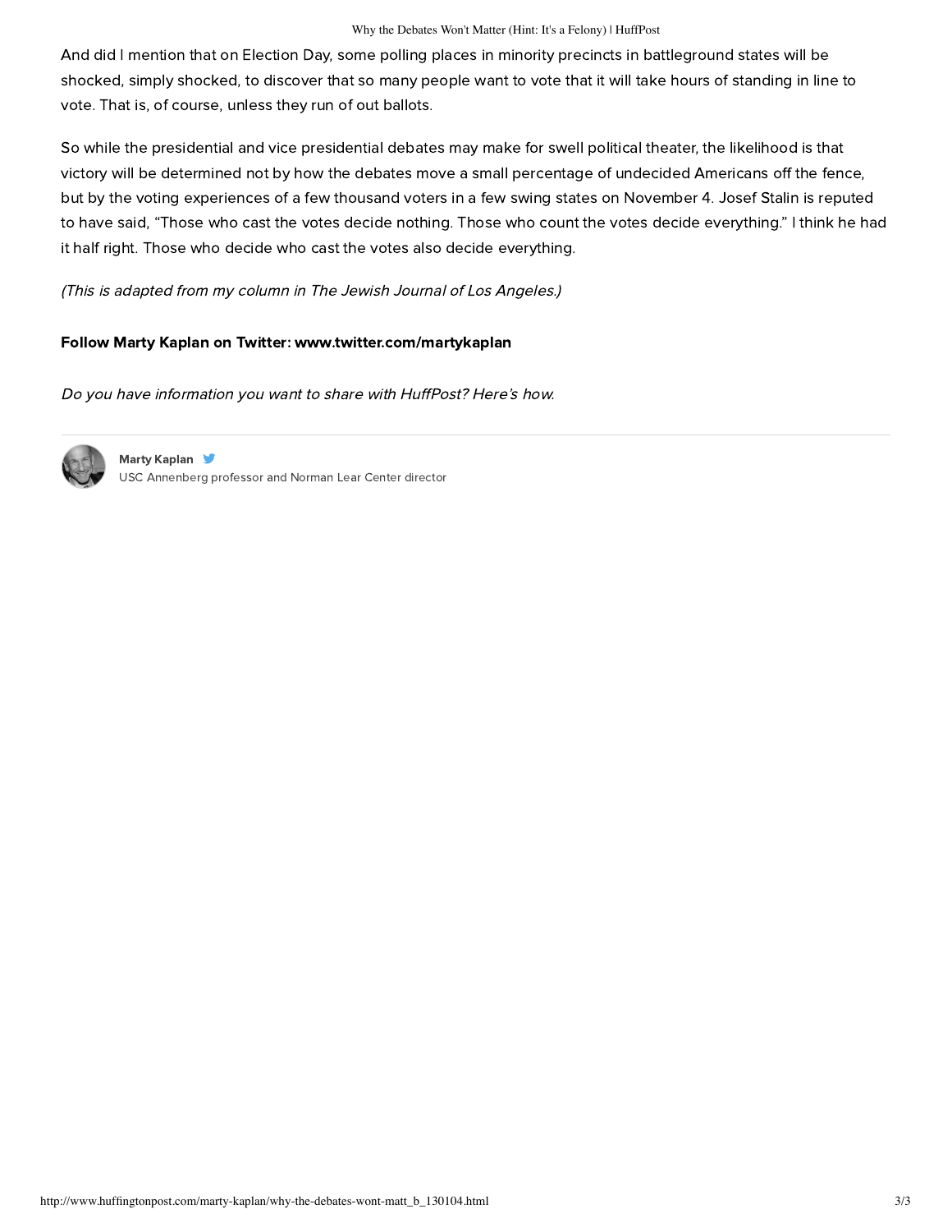And did I mention that on Election Day, some polling places in minority precincts in battleground states will be shocked, simply shocked, to discover that so many people want to vote that it will take hours of standing in line to vote. That is, of course, unless they run of out ballots.

So while the presidential and vice presidential debates may make for swell political theater, the likelihood is that victory will be determined not by how the debates move a small percentage of undecided Americans off the fence, but by the voting experiences of a few thousand voters in a few swing states on November 4. Josef Stalin is reputed to have said, “Those who cast the votes decide nothing. Those who count the votes decide everything.” I think he had it half right. Those who decide who cast the votes also decide everything.

*(This is adapted from my column in The Jewish Journal of Los Angeles.)*

**Follow Marty Kaplan on Twitter: www.twitter.com/martykaplan**

*Do you have information you want to share with HuffPost? Here’s how.*

---

**Marty Kaplan**
USC Annenberg professor and Norman Lear Center director